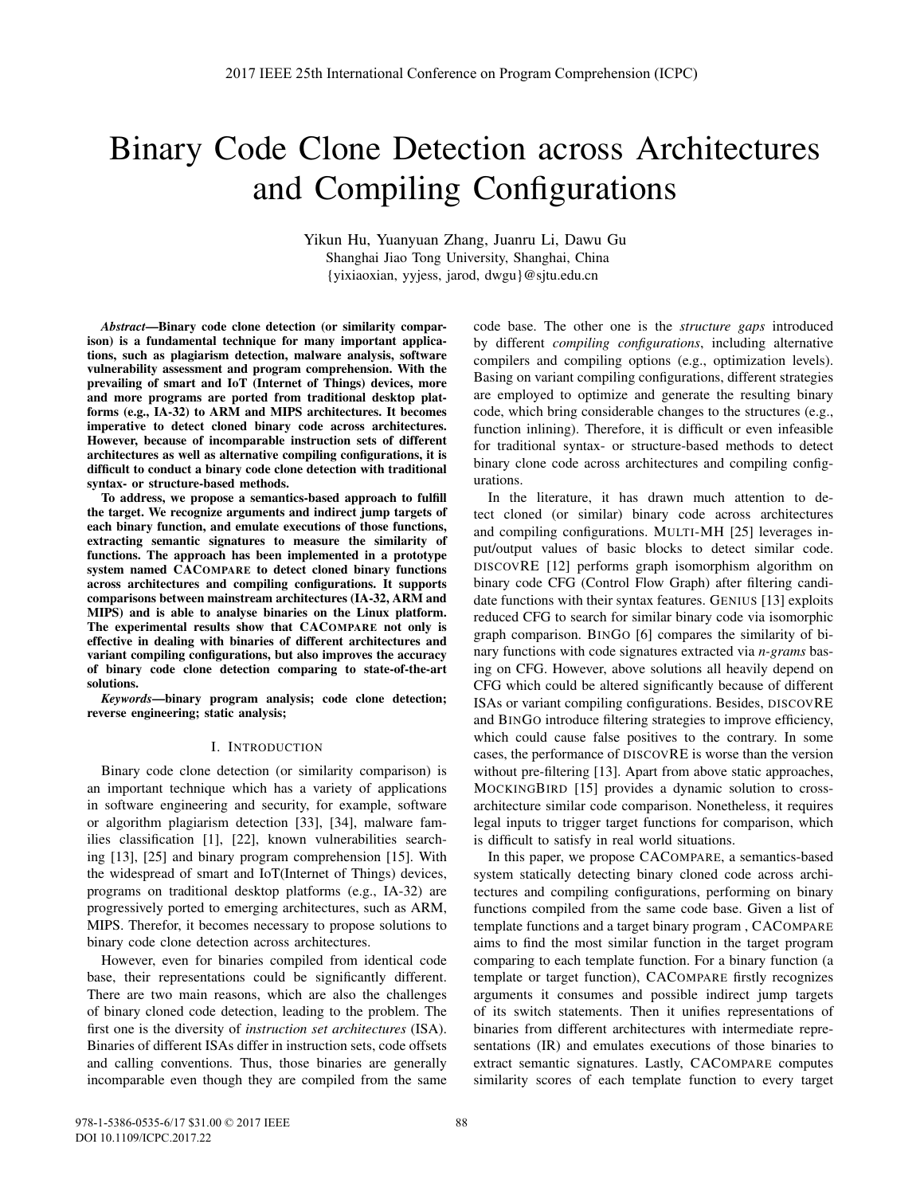# Binary Code Clone Detection across Architectures and Compiling Configurations

Yikun Hu, Yuanyuan Zhang, Juanru Li, Dawu Gu
Shanghai Jiao Tong University, Shanghai, China
{yixiaoxian, yyjess, jarod, dwgu}@sjtu.edu.cn

***Abstract*—Binary code clone detection (or similarity comparison) is a fundamental technique for many important applications, such as plagiarism detection, malware analysis, software vulnerability assessment and program comprehension. With the prevailing of smart and IoT (Internet of Things) devices, more and more programs are ported from traditional desktop platforms (e.g., IA-32) to ARM and MIPS architectures. It becomes imperative to detect cloned binary code across architectures. However, because of incomparable instruction sets of different architectures as well as alternative compiling configurations, it is difficult to conduct a binary code clone detection with traditional syntax- or structure-based methods.**

**To address, we propose a semantics-based approach to fulfill the target. We recognize arguments and indirect jump targets of each binary function, and emulate executions of those functions, extracting semantic signatures to measure the similarity of functions. The approach has been implemented in a prototype system named CACOMPARE to detect cloned binary functions across architectures and compiling configurations. It supports comparisons between mainstream architectures (IA-32, ARM and MIPS) and is able to analyse binaries on the Linux platform. The experimental results show that CACOMPARE not only is effective in dealing with binaries of different architectures and variant compiling configurations, but also improves the accuracy of binary code clone detection comparing to state-of-the-art solutions.**

***Keywords*—binary program analysis; code clone detection; reverse engineering; static analysis;**

## I. INTRODUCTION

Binary code clone detection (or similarity comparison) is an important technique which has a variety of applications in software engineering and security, for example, software or algorithm plagiarism detection [33], [34], malware families classification [1], [22], known vulnerabilities searching [13], [25] and binary program comprehension [15]. With the widespread of smart and IoT(Internet of Things) devices, programs on traditional desktop platforms (e.g., IA-32) are progressively ported to emerging architectures, such as ARM, MIPS. Therefor, it becomes necessary to propose solutions to binary code clone detection across architectures.

However, even for binaries compiled from identical code base, their representations could be significantly different. There are two main reasons, which are also the challenges of binary cloned code detection, leading to the problem. The first one is the diversity of *instruction set architectures* (ISA). Binaries of different ISAs differ in instruction sets, code offsets and calling conventions. Thus, those binaries are generally incomparable even though they are compiled from the same code base. The other one is the *structure gaps* introduced by different *compiling configurations*, including alternative compilers and compiling options (e.g., optimization levels). Basing on variant compiling configurations, different strategies are employed to optimize and generate the resulting binary code, which bring considerable changes to the structures (e.g., function inlining). Therefore, it is difficult or even infeasible for traditional syntax- or structure-based methods to detect binary clone code across architectures and compiling configurations.

In the literature, it has drawn much attention to detect cloned (or similar) binary code across architectures and compiling configurations. MULTI-MH [25] leverages input/output values of basic blocks to detect similar code. DISCOVRE [12] performs graph isomorphism algorithm on binary code CFG (Control Flow Graph) after filtering candidate functions with their syntax features. GENIUS [13] exploits reduced CFG to search for similar binary code via isomorphic graph comparison. BINGO [6] compares the similarity of binary functions with code signatures extracted via *n-grams* basing on CFG. However, above solutions all heavily depend on CFG which could be altered significantly because of different ISAs or variant compiling configurations. Besides, DISCOVRE and BINGO introduce filtering strategies to improve efficiency, which could cause false positives to the contrary. In some cases, the performance of DISCOVRE is worse than the version without pre-filtering [13]. Apart from above static approaches, MOCKINGBIRD [15] provides a dynamic solution to cross-architecture similar code comparison. Nonetheless, it requires legal inputs to trigger target functions for comparison, which is difficult to satisfy in real world situations.

In this paper, we propose CACOMPARE, a semantics-based system statically detecting binary cloned code across architectures and compiling configurations, performing on binary functions compiled from the same code base. Given a list of template functions and a target binary program , CACOMPARE aims to find the most similar function in the target program comparing to each template function. For a binary function (a template or target function), CACOMPARE firstly recognizes arguments it consumes and possible indirect jump targets of its switch statements. Then it unifies representations of binaries from different architectures with intermediate representations (IR) and emulates executions of those binaries to extract semantic signatures. Lastly, CACOMPARE computes similarity scores of each template function to every target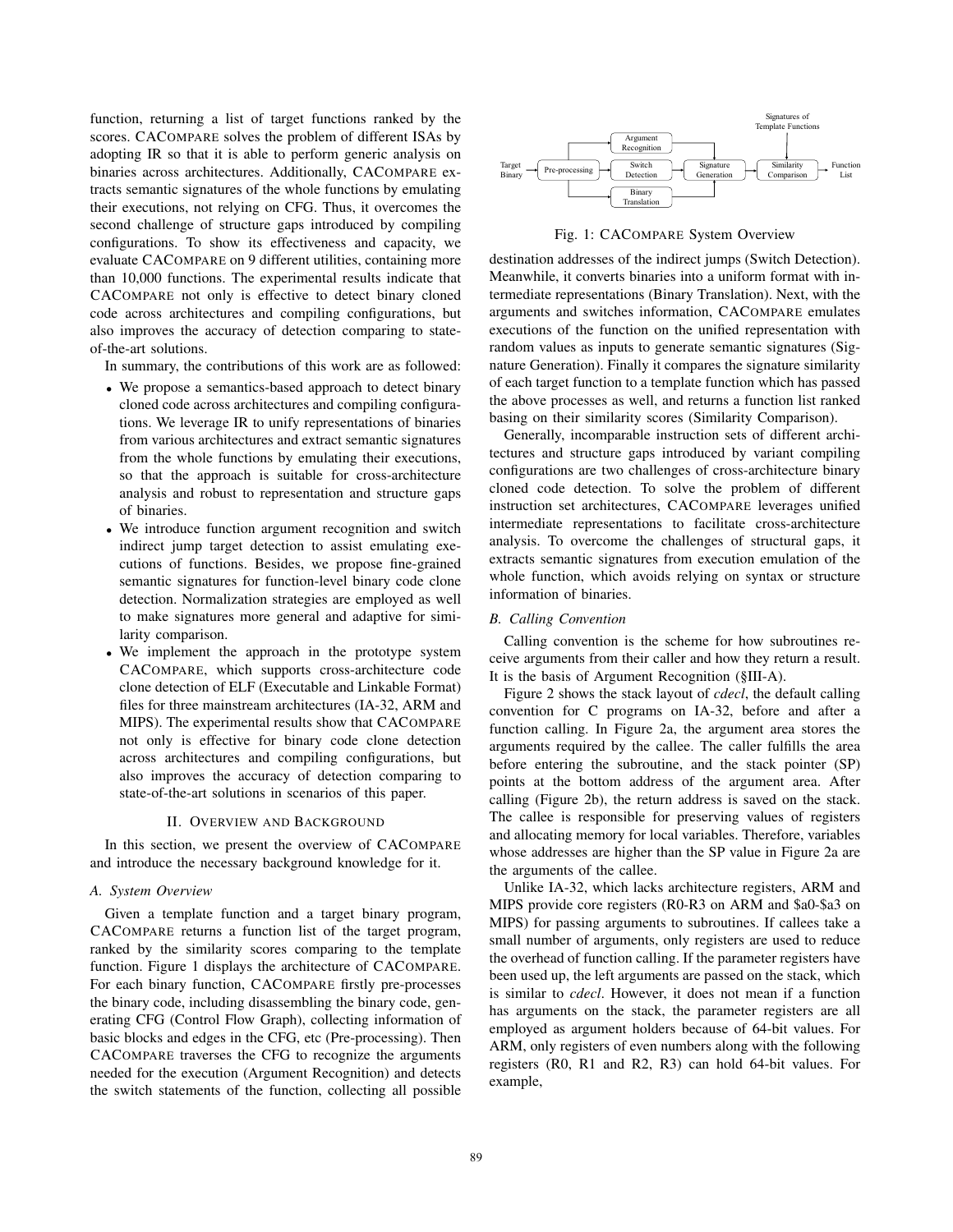function, returning a list of target functions ranked by the scores. CACompare solves the problem of different ISAs by adopting IR so that it is able to perform generic analysis on binaries across architectures. Additionally, CACompare extracts semantic signatures of the whole functions by emulating their executions, not relying on CFG. Thus, it overcomes the second challenge of structure gaps introduced by compiling configurations. To show its effectiveness and capacity, we evaluate CACompare on 9 different utilities, containing more than 10,000 functions. The experimental results indicate that CACompare not only is effective to detect binary cloned code across architectures and compiling configurations, but also improves the accuracy of detection comparing to state-of-the-art solutions.

In summary, the contributions of this work are as followed:

- We propose a semantics-based approach to detect binary cloned code across architectures and compiling configurations. We leverage IR to unify representations of binaries from various architectures and extract semantic signatures from the whole functions by emulating their executions, so that the approach is suitable for cross-architecture analysis and robust to representation and structure gaps of binaries.
- We introduce function argument recognition and switch indirect jump target detection to assist emulating executions of functions. Besides, we propose fine-grained semantic signatures for function-level binary code clone detection. Normalization strategies are employed as well to make signatures more general and adaptive for similarity comparison.
- We implement the approach in the prototype system CACompare, which supports cross-architecture code clone detection of ELF (Executable and Linkable Format) files for three mainstream architectures (IA-32, ARM and MIPS). The experimental results show that CACompare not only is effective for binary code clone detection across architectures and compiling configurations, but also improves the accuracy of detection comparing to state-of-the-art solutions in scenarios of this paper.

## II. Overview and Background

In this section, we present the overview of CACompare and introduce the necessary background knowledge for it.

### A. System Overview

Given a template function and a target binary program, CACompare returns a function list of the target program, ranked by the similarity scores comparing to the template function. Figure 1 displays the architecture of CACompare. For each binary function, CACompare firstly pre-processes the binary code, including disassembling the binary code, generating CFG (Control Flow Graph), collecting information of basic blocks and edges in the CFG, etc (Pre-processing). Then CACompare traverses the CFG to recognize the arguments needed for the execution (Argument Recognition) and detects the switch statements of the function, collecting all possible destination addresses of the indirect jumps (Switch Detection). Meanwhile, it converts binaries into a uniform format with intermediate representations (Binary Translation). Next, with the arguments and switches information, CACompare emulates executions of the function on the unified representation with random values as inputs to generate semantic signatures (Signature Generation). Finally it compares the signature similarity of each target function to a template function which has passed the above processes as well, and returns a function list ranked basing on their similarity scores (Similarity Comparison).

Target Binary → Pre-processing → {Argument Recognition, Switch Detection, Binary Translation} → Signature Generation → Similarity Comparison (← Signatures of Template Functions) → Function List

Fig. 1: CACompare System Overview

Generally, incomparable instruction sets of different architectures and structure gaps introduced by variant compiling configurations are two challenges of cross-architecture binary cloned code detection. To solve the problem of different instruction set architectures, CACompare leverages unified intermediate representations to facilitate cross-architecture analysis. To overcome the challenges of structural gaps, it extracts semantic signatures from execution emulation of the whole function, which avoids relying on syntax or structure information of binaries.

### B. Calling Convention

Calling convention is the scheme for how subroutines receive arguments from their caller and how they return a result. It is the basis of Argument Recognition (§III-A).

Figure 2 shows the stack layout of *cdecl*, the default calling convention for C programs on IA-32, before and after a function calling. In Figure 2a, the argument area stores the arguments required by the callee. The caller fulfills the area before entering the subroutine, and the stack pointer (SP) points at the bottom address of the argument area. After calling (Figure 2b), the return address is saved on the stack. The callee is responsible for preserving values of registers and allocating memory for local variables. Therefore, variables whose addresses are higher than the SP value in Figure 2a are the arguments of the callee.

Unlike IA-32, which lacks architecture registers, ARM and MIPS provide core registers (R0-R3 on ARM and \$a0-\$a3 on MIPS) for passing arguments to subroutines. If callees take a small number of arguments, only registers are used to reduce the overhead of function calling. If the parameter registers have been used up, the left arguments are passed on the stack, which is similar to *cdecl*. However, it does not mean if a function has arguments on the stack, the parameter registers are all employed as argument holders because of 64-bit values. For ARM, only registers of even numbers along with the following registers (R0, R1 and R2, R3) can hold 64-bit values. For example,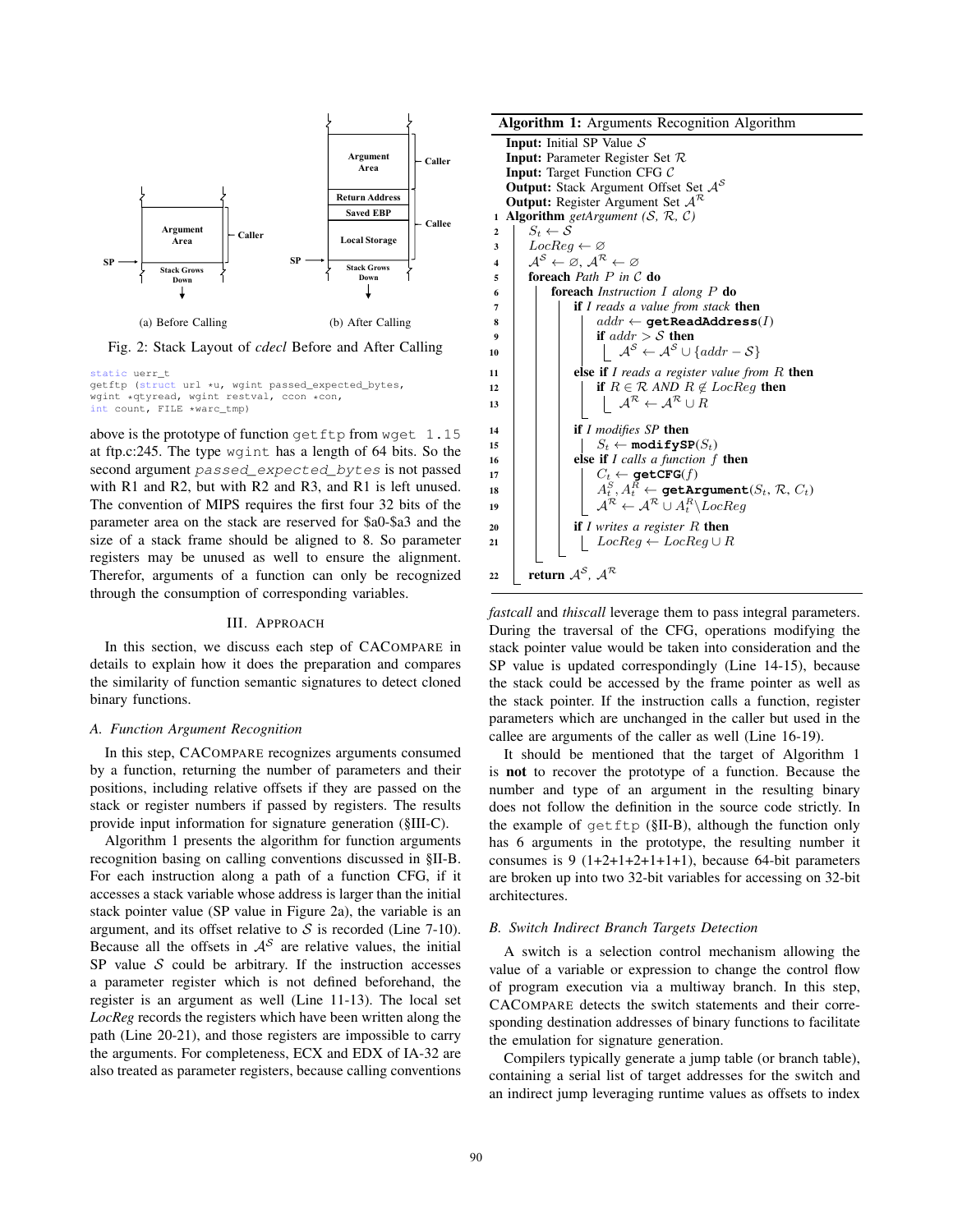Fig. 2: Stack Layout of *cdecl* Before and After Calling

```
static uerr_t
getftp (struct url *u, wgint passed_expected_bytes,
wgint *qtyread, wgint restval, ccon *con,
int count, FILE *warc_tmp)
```

above is the prototype of function `getftp` from `wget 1.15` at ftp.c:245. The type `wgint` has a length of 64 bits. So the second argument `passed_expected_bytes` is not passed with R1 and R2, but with R2 and R3, and R1 is left unused. The convention of MIPS requires the first four 32 bits of the parameter area on the stack are reserved for \$a0-\$a3 and the size of a stack frame should be aligned to 8. So parameter registers may be unused as well to ensure the alignment. Therefor, arguments of a function can only be recognized through the consumption of corresponding variables.

## III. Approach

In this section, we discuss each step of CACompare in details to explain how it does the preparation and compares the similarity of function semantic signatures to detect cloned binary functions.

### A. Function Argument Recognition

In this step, CACompare recognizes arguments consumed by a function, returning the number of parameters and their positions, including relative offsets if they are passed on the stack or register numbers if passed by registers. The results provide input information for signature generation (§III-C).

Algorithm 1 presents the algorithm for function arguments recognition basing on calling conventions discussed in §II-B. For each instruction along a path of a function CFG, if it accesses a stack variable whose address is larger than the initial stack pointer value (SP value in Figure 2a), the variable is an argument, and its offset relative to $\mathcal{S}$ is recorded (Line 7-10). Because all the offsets in $\mathcal{A}^{\mathcal{S}}$ are relative values, the initial SP value $\mathcal{S}$ could be arbitrary. If the instruction accesses a parameter register which is not defined beforehand, the register is an argument as well (Line 11-13). The local set *LocReg* records the registers which have been written along the path (Line 20-21), and those registers are impossible to carry the arguments. For completeness, ECX and EDX of IA-32 are also treated as parameter registers, because calling conventions

**Algorithm 1:** Arguments Recognition Algorithm

**Input:** Initial SP Value $\mathcal{S}$
**Input:** Parameter Register Set $\mathcal{R}$
**Input:** Target Function CFG $\mathcal{C}$
**Output:** Stack Argument Offset Set $\mathcal{A}^{\mathcal{S}}$
**Output:** Register Argument Set $\mathcal{A}^{\mathcal{R}}$

```
1  Algorithm getArgument (S, R, C)
2    S_t ← S
3    LocReg ← ∅
4    A^S ← ∅, A^R ← ∅
5    foreach Path P in C do
6      foreach Instruction I along P do
7        if I reads a value from stack then
8          addr ← getReadAddress(I)
9          if addr > S then
10           A^S ← A^S ∪ {addr − S}
11       else if I reads a register value from R then
12         if R ∈ R AND R ∉ LocReg then
13           A^R ← A^R ∪ R
14       if I modifies SP then
15         S_t ← modifySP(S_t)
16       else if I calls a function f then
17         C_t ← getCFG(f)
18         A_t^S, A_t^R ← getArgument(S_t, R, C_t)
19         A^R ← A^R ∪ A_t^R \ LocReg
20       if I writes a register R then
21         LocReg ← LocReg ∪ R
22   return A^S, A^R
```

*fastcall* and *thiscall* leverage them to pass integral parameters. During the traversal of the CFG, operations modifying the stack pointer value would be taken into consideration and the SP value is updated correspondingly (Line 14-15), because the stack could be accessed by the frame pointer as well as the stack pointer. If the instruction calls a function, register parameters which are unchanged in the caller but used in the callee are arguments of the caller as well (Line 16-19).

It should be mentioned that the target of Algorithm 1 is **not** to recover the prototype of a function. Because the number and type of an argument in the resulting binary does not follow the definition in the source code strictly. In the example of `getftp` (§II-B), although the function only has 6 arguments in the prototype, the resulting number it consumes is 9 (1+2+1+2+1+1+1), because 64-bit parameters are broken up into two 32-bit variables for accessing on 32-bit architectures.

### B. Switch Indirect Branch Targets Detection

A switch is a selection control mechanism allowing the value of a variable or expression to change the control flow of program execution via a multiway branch. In this step, CACompare detects the switch statements and their corresponding destination addresses of binary functions to facilitate the emulation for signature generation.

Compilers typically generate a jump table (or branch table), containing a serial list of target addresses for the switch and an indirect jump leveraging runtime values as offsets to index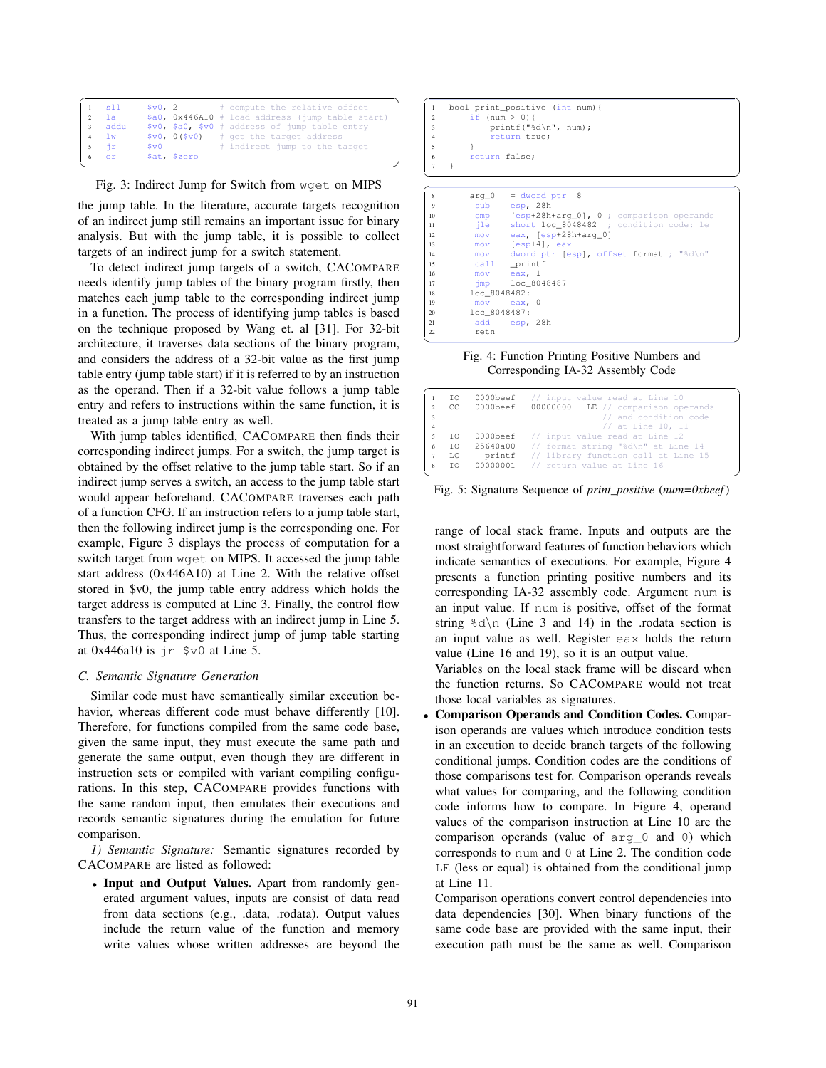```
1   sll     $v0, 2          # compute the relative offset
2   la      $a0, 0x446A10 # load address (jump table start)
3   addu    $v0, $a0, $v0 # address of jump table entry
4   lw      $v0, 0($v0)   # get the target address
5   jr      $v0           # indirect jump to the target
6   or      $at, $zero
```

Fig. 3: Indirect Jump for Switch from `wget` on MIPS

the jump table. In the literature, accurate targets recognition of an indirect jump still remains an important issue for binary analysis. But with the jump table, it is possible to collect targets of an indirect jump for a switch statement.

To detect indirect jump targets of a switch, CACompare needs identify jump tables of the binary program firstly, then matches each jump table to the corresponding indirect jump in a function. The process of identifying jump tables is based on the technique proposed by Wang et. al [31]. For 32-bit architecture, it traverses data sections of the binary program, and considers the address of a 32-bit value as the first jump table entry (jump table start) if it is referred to by an instruction as the operand. Then if a 32-bit value follows a jump table entry and refers to instructions within the same function, it is treated as a jump table entry as well.

With jump tables identified, CACompare then finds their corresponding indirect jumps. For a switch, the jump target is obtained by the offset relative to the jump table start. So if an indirect jump serves a switch, an access to the jump table start would appear beforehand. CACompare traverses each path of a function CFG. If an instruction refers to a jump table start, then the following indirect jump is the corresponding one. For example, Figure 3 displays the process of computation for a switch target from `wget` on MIPS. It accessed the jump table start address (0x446A10) at Line 2. With the relative offset stored in $v0, the jump table entry address which holds the target address is computed at Line 3. Finally, the control flow transfers to the target address with an indirect jump in Line 5. Thus, the corresponding indirect jump of jump table starting at 0x446a10 is `jr $v0` at Line 5.

### C. Semantic Signature Generation

Similar code must have semantically similar execution behavior, whereas different code must behave differently [10]. Therefore, for functions compiled from the same code base, given the same input, they must execute the same path and generate the same output, even though they are different in instruction sets or compiled with variant compiling configurations. In this step, CACompare provides functions with the same random input, then emulates their executions and records semantic signatures during the emulation for future comparison.

*1) Semantic Signature:* Semantic signatures recorded by CACompare are listed as followed:

- **Input and Output Values.** Apart from randomly generated argument values, inputs are consist of data read from data sections (e.g., .data, .rodata). Output values include the return value of the function and memory write values whose written addresses are beyond the range of local stack frame. Inputs and outputs are the most straightforward features of function behaviors which indicate semantics of executions. For example, Figure 4 presents a function printing positive numbers and its corresponding IA-32 assembly code. Argument `num` is an input value. If `num` is positive, offset of the format string `%d\n` (Line 3 and 14) in the .rodata section is an input value as well. Register `eax` holds the return value (Line 16 and 19), so it is an output value.
  Variables on the local stack frame will be discard when the function returns. So CACompare would not treat those local variables as signatures.

```
1   bool print_positive (int num){
2       if (num > 0){
3           printf("%d\n", num);
4           return true;
5       }
6       return false;
7   }
```

```
8       arg_0   = dword ptr  8
9       sub     esp, 28h
10      cmp     [esp+28h+arg_0], 0 ; comparison operands
11      jle     short loc_8048482  ; condition code: le
12      mov     eax, [esp+28h+arg_0]
13      mov     [esp+4], eax
14      mov     dword ptr [esp], offset format ; "%d\n"
15      call    _printf
16      mov     eax, 1
17      jmp     loc_8048487
18  loc_8048482:
19      mov     eax, 0
20  loc_8048487:
21      add     esp, 28h
22      retn
```

Fig. 4: Function Printing Positive Numbers and Corresponding IA-32 Assembly Code

```
1   IO   0000beef    // input value read at Line 10
2   CC   0000beef    00000000   LE // comparison operands
3                                  // and condition code
4                                  // at Line 10, 11
5   IO   0000beef    // input value read at Line 12
6   IO   25640a00    // format string "%d\n" at Line 14
7   LC     printf    // library function call at Line 15
8   IO   00000001    // return value at Line 16
```

Fig. 5: Signature Sequence of *print_positive* (*num=0xbeef*)

- **Comparison Operands and Condition Codes.** Comparison operands are values which introduce condition tests in an execution to decide branch targets of the following conditional jumps. Condition codes are the conditions of those comparisons test for. Comparison operands reveals what values for comparing, and the following condition code informs how to compare. In Figure 4, operand values of the comparison instruction at Line 10 are the comparison operands (value of `arg_0` and `0`) which corresponds to `num` and `0` at Line 2. The condition code `LE` (less or equal) is obtained from the conditional jump at Line 11.
  Comparison operations convert control dependencies into data dependencies [30]. When binary functions of the same code base are provided with the same input, their execution path must be the same as well. Comparison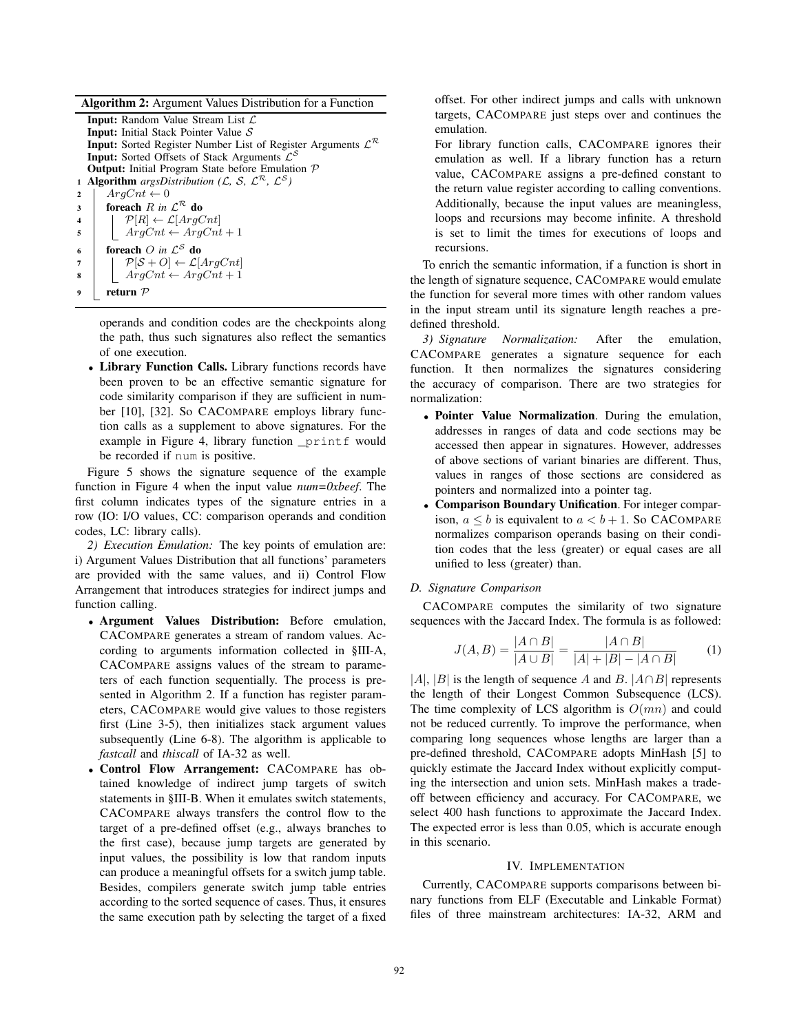**Algorithm 2:** Argument Values Distribution for a Function

```
Input: Random Value Stream List L
Input: Initial Stack Pointer Value S
Input: Sorted Register Number List of Register Arguments L^R
Input: Sorted Offsets of Stack Arguments L^S
Output: Initial Program State before Emulation P
1 Algorithm argsDistribution (L, S, L^R, L^S)
2     ArgCnt ← 0
3     foreach R in L^R do
4         P[R] ← L[ArgCnt]
5         ArgCnt ← ArgCnt + 1
6     foreach O in L^S do
7         P[S + O] ← L[ArgCnt]
8         ArgCnt ← ArgCnt + 1
9     return P
```

operands and condition codes are the checkpoints along the path, thus such signatures also reflect the semantics of one execution.

- **Library Function Calls.** Library functions records have been proven to be an effective semantic signature for code similarity comparison if they are sufficient in number [10], [32]. So CACOMPARE employs library function calls as a supplement to above signatures. For the example in Figure 4, library function `_printf` would be recorded if `num` is positive.

Figure 5 shows the signature sequence of the example function in Figure 4 when the input value *num=0xbeef*. The first column indicates types of the signature entries in a row (IO: I/O values, CC: comparison operands and condition codes, LC: library calls).

*2) Execution Emulation:* The key points of emulation are: i) Argument Values Distribution that all functions' parameters are provided with the same values, and ii) Control Flow Arrangement that introduces strategies for indirect jumps and function calling.

- **Argument Values Distribution:** Before emulation, CACOMPARE generates a stream of random values. According to arguments information collected in §III-A, CACOMPARE assigns values of the stream to parameters of each function sequentially. The process is presented in Algorithm 2. If a function has register parameters, CACOMPARE would give values to those registers first (Line 3-5), then initializes stack argument values subsequently (Line 6-8). The algorithm is applicable to *fastcall* and *thiscall* of IA-32 as well.
- **Control Flow Arrangement:** CACOMPARE has obtained knowledge of indirect jump targets of switch statements in §III-B. When it emulates switch statements, CACOMPARE always transfers the control flow to the target of a pre-defined offset (e.g., always branches to the first case), because jump targets are generated by input values, the possibility is low that random inputs can produce a meaningful offsets for a switch jump table. Besides, compilers generate switch jump table entries according to the sorted sequence of cases. Thus, it ensures the same execution path by selecting the target of a fixed offset. For other indirect jumps and calls with unknown targets, CACOMPARE just steps over and continues the emulation.

  For library function calls, CACOMPARE ignores their emulation as well. If a library function has a return value, CACOMPARE assigns a pre-defined constant to the return value register according to calling conventions. Additionally, because the input values are meaningless, loops and recursions may become infinite. A threshold is set to limit the times for executions of loops and recursions.

To enrich the semantic information, if a function is short in the length of signature sequence, CACOMPARE would emulate the function for several more times with other random values in the input stream until its signature length reaches a pre-defined threshold.

*3) Signature Normalization:* After the emulation, CACOMPARE generates a signature sequence for each function. It then normalizes the signatures considering the accuracy of comparison. There are two strategies for normalization:

- **Pointer Value Normalization**. During the emulation, addresses in ranges of data and code sections may be accessed then appear in signatures. However, addresses of above sections of variant binaries are different. Thus, values in ranges of those sections are considered as pointers and normalized into a pointer tag.
- **Comparison Boundary Unification**. For integer comparison, $a \leq b$ is equivalent to $a < b + 1$. So CACOMPARE normalizes comparison operands basing on their condition codes that the less (greater) or equal cases are all unified to less (greater) than.

### D. Signature Comparison

CACOMPARE computes the similarity of two signature sequences with the Jaccard Index. The formula is as followed:

$$J(A, B) = \frac{|A \cap B|}{|A \cup B|} = \frac{|A \cap B|}{|A| + |B| - |A \cap B|} \qquad (1)$$

$|A|$, $|B|$ is the length of sequence $A$ and $B$. $|A \cap B|$ represents the length of their Longest Common Subsequence (LCS). The time complexity of LCS algorithm is $O(mn)$ and could not be reduced currently. To improve the performance, when comparing long sequences whose lengths are larger than a pre-defined threshold, CACOMPARE adopts MinHash [5] to quickly estimate the Jaccard Index without explicitly computing the intersection and union sets. MinHash makes a trade-off between efficiency and accuracy. For CACOMPARE, we select 400 hash functions to approximate the Jaccard Index. The expected error is less than 0.05, which is accurate enough in this scenario.

## IV. IMPLEMENTATION

Currently, CACOMPARE supports comparisons between binary functions from ELF (Executable and Linkable Format) files of three mainstream architectures: IA-32, ARM and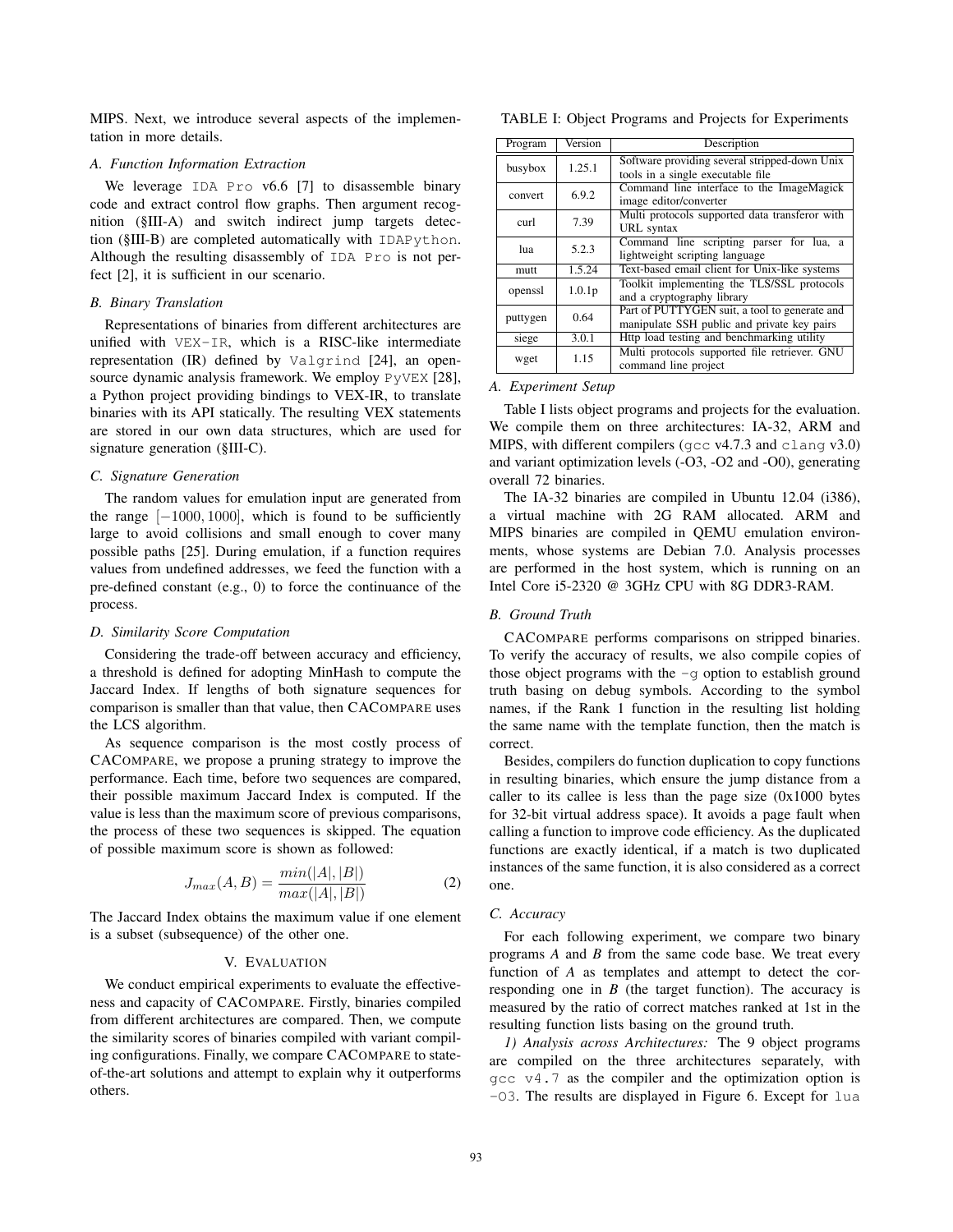MIPS. Next, we introduce several aspects of the implementation in more details.

### A. Function Information Extraction

We leverage IDA Pro v6.6 [7] to disassemble binary code and extract control flow graphs. Then argument recognition (§III-A) and switch indirect jump targets detection (§III-B) are completed automatically with IDAPython. Although the resulting disassembly of IDA Pro is not perfect [2], it is sufficient in our scenario.

### B. Binary Translation

Representations of binaries from different architectures are unified with VEX-IR, which is a RISC-like intermediate representation (IR) defined by Valgrind [24], an open-source dynamic analysis framework. We employ PyVEX [28], a Python project providing bindings to VEX-IR, to translate binaries with its API statically. The resulting VEX statements are stored in our own data structures, which are used for signature generation (§III-C).

### C. Signature Generation

The random values for emulation input are generated from the range $[-1000, 1000]$, which is found to be sufficiently large to avoid collisions and small enough to cover many possible paths [25]. During emulation, if a function requires values from undefined addresses, we feed the function with a pre-defined constant (e.g., 0) to force the continuance of the process.

### D. Similarity Score Computation

Considering the trade-off between accuracy and efficiency, a threshold is defined for adopting MinHash to compute the Jaccard Index. If lengths of both signature sequences for comparison is smaller than that value, then CACOMPARE uses the LCS algorithm.

As sequence comparison is the most costly process of CACOMPARE, we propose a pruning strategy to improve the performance. Each time, before two sequences are compared, their possible maximum Jaccard Index is computed. If the value is less than the maximum score of previous comparisons, the process of these two sequences is skipped. The equation of possible maximum score is shown as followed:

$$J_{max}(A, B) = \frac{min(|A|, |B|)}{max(|A|, |B|)} \tag{2}$$

The Jaccard Index obtains the maximum value if one element is a subset (subsequence) of the other one.

## V. EVALUATION

We conduct empirical experiments to evaluate the effectiveness and capacity of CACOMPARE. Firstly, binaries compiled from different architectures are compared. Then, we compute the similarity scores of binaries compiled with variant compiling configurations. Finally, we compare CACOMPARE to state-of-the-art solutions and attempt to explain why it outperforms others.

TABLE I: Object Programs and Projects for Experiments

| Program | Version | Description |
|---|---|---|
| busybox | 1.25.1 | Software providing several stripped-down Unix tools in a single executable file |
| convert | 6.9.2 | Command line interface to the ImageMagick image editor/converter |
| curl | 7.39 | Multi protocols supported data transferor with URL syntax |
| lua | 5.2.3 | Command line scripting parser for lua, a lightweight scripting language |
| mutt | 1.5.24 | Text-based email client for Unix-like systems |
| openssl | 1.0.1p | Toolkit implementing the TLS/SSL protocols and a cryptography library |
| puttygen | 0.64 | Part of PUTTYGEN suit, a tool to generate and manipulate SSH public and private key pairs |
| siege | 3.0.1 | Http load testing and benchmarking utility |
| wget | 1.15 | Multi protocols supported file retriever. GNU command line project |

### A. Experiment Setup

Table I lists object programs and projects for the evaluation. We compile them on three architectures: IA-32, ARM and MIPS, with different compilers (gcc v4.7.3 and clang v3.0) and variant optimization levels (-O3, -O2 and -O0), generating overall 72 binaries.

The IA-32 binaries are compiled in Ubuntu 12.04 (i386), a virtual machine with 2G RAM allocated. ARM and MIPS binaries are compiled in QEMU emulation environments, whose systems are Debian 7.0. Analysis processes are performed in the host system, which is running on an Intel Core i5-2320 @ 3GHz CPU with 8G DDR3-RAM.

### B. Ground Truth

CACOMPARE performs comparisons on stripped binaries. To verify the accuracy of results, we also compile copies of those object programs with the -g option to establish ground truth basing on debug symbols. According to the symbol names, if the Rank 1 function in the resulting list holding the same name with the template function, then the match is correct.

Besides, compilers do function duplication to copy functions in resulting binaries, which ensure the jump distance from a caller to its callee is less than the page size (0x1000 bytes for 32-bit virtual address space). It avoids a page fault when calling a function to improve code efficiency. As the duplicated functions are exactly identical, if a match is two duplicated instances of the same function, it is also considered as a correct one.

### C. Accuracy

For each following experiment, we compare two binary programs *A* and *B* from the same code base. We treat every function of *A* as templates and attempt to detect the corresponding one in *B* (the target function). The accuracy is measured by the ratio of correct matches ranked at 1st in the resulting function lists basing on the ground truth.

*1) Analysis across Architectures:* The 9 object programs are compiled on the three architectures separately, with gcc v4.7 as the compiler and the optimization option is -O3. The results are displayed in Figure 6. Except for lua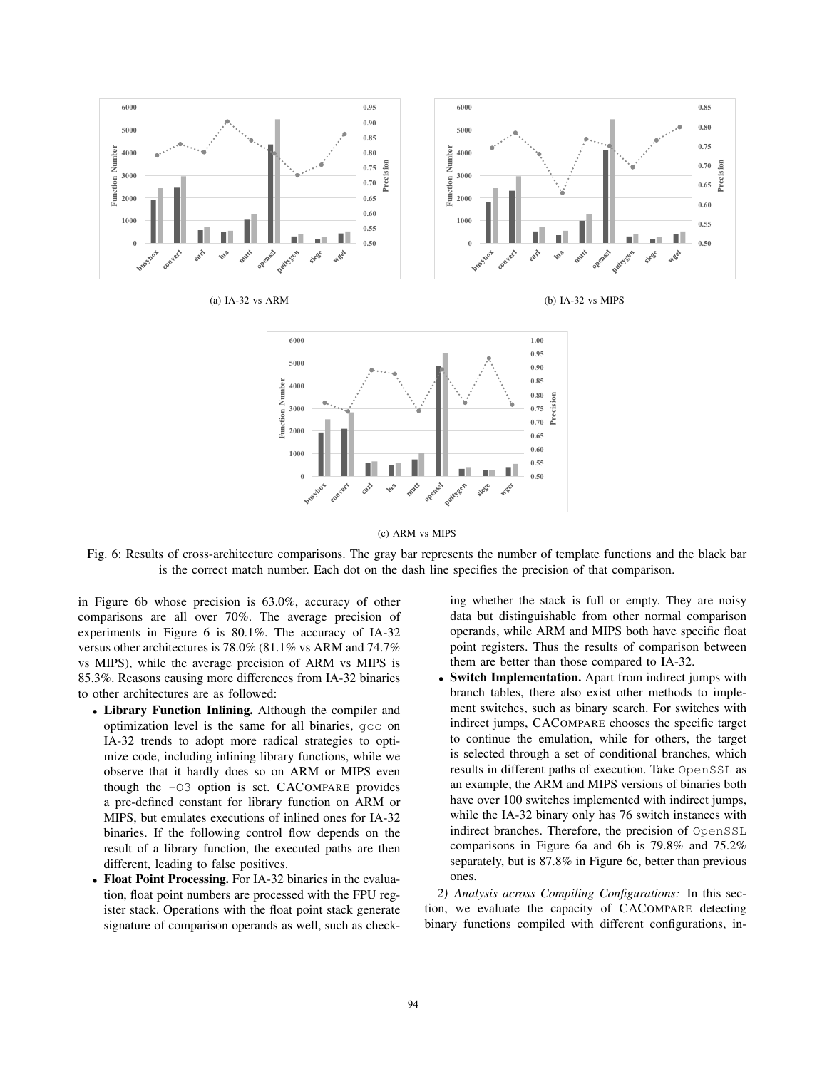(a) IA-32 vs ARM

(b) IA-32 vs MIPS

(c) ARM vs MIPS

Fig. 6: Results of cross-architecture comparisons. The gray bar represents the number of template functions and the black bar is the correct match number. Each dot on the dash line specifies the precision of that comparison.

in Figure 6b whose precision is 63.0%, accuracy of other comparisons are all over 70%. The average precision of experiments in Figure 6 is 80.1%. The accuracy of IA-32 versus other architectures is 78.0% (81.1% vs ARM and 74.7% vs MIPS), while the average precision of ARM vs MIPS is 85.3%. Reasons causing more differences from IA-32 binaries to other architectures are as followed:

- **Library Function Inlining.** Although the compiler and optimization level is the same for all binaries, `gcc` on IA-32 trends to adopt more radical strategies to optimize code, including inlining library functions, while we observe that it hardly does so on ARM or MIPS even though the `-O3` option is set. CACompare provides a pre-defined constant for library function on ARM or MIPS, but emulates executions of inlined ones for IA-32 binaries. If the following control flow depends on the result of a library function, the executed paths are then different, leading to false positives.
- **Float Point Processing.** For IA-32 binaries in the evaluation, float point numbers are processed with the FPU register stack. Operations with the float point stack generate signature of comparison operands as well, such as checking whether the stack is full or empty. They are noisy data but distinguishable from other normal comparison operands, while ARM and MIPS both have specific float point registers. Thus the results of comparison between them are better than those compared to IA-32.
- **Switch Implementation.** Apart from indirect jumps with branch tables, there also exist other methods to implement switches, such as binary search. For switches with indirect jumps, CACompare chooses the specific target to continue the emulation, while for others, the target is selected through a set of conditional branches, which results in different paths of execution. Take `OpenSSL` as an example, the ARM and MIPS versions of binaries both have over 100 switches implemented with indirect jumps, while the IA-32 binary only has 76 switch instances with indirect branches. Therefore, the precision of `OpenSSL` comparisons in Figure 6a and 6b is 79.8% and 75.2% separately, but is 87.8% in Figure 6c, better than previous ones.

*2) Analysis across Compiling Configurations:* In this section, we evaluate the capacity of CACompare detecting binary functions compiled with different configurations, in-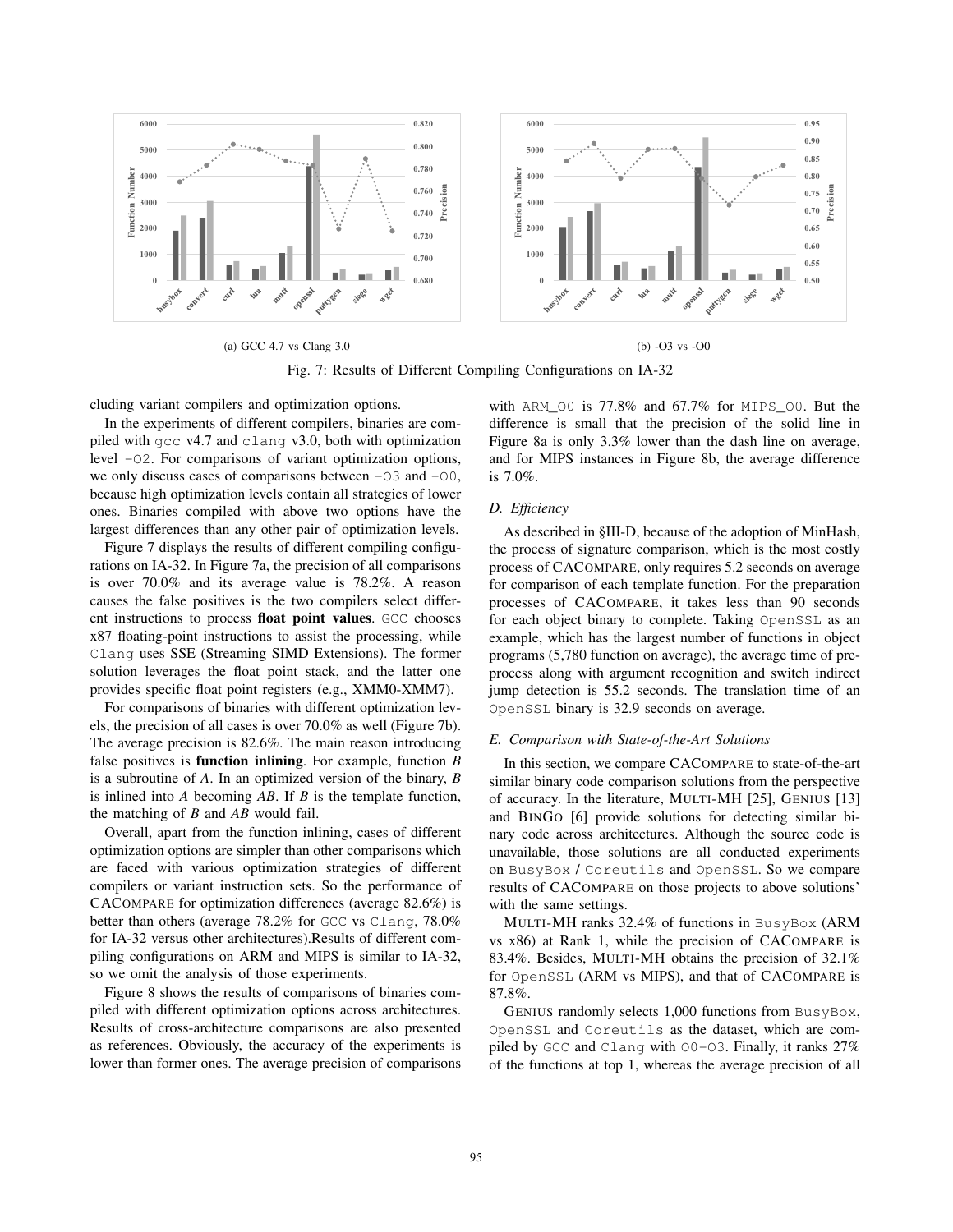(a) GCC 4.7 vs Clang 3.0

(b) -O3 vs -O0

Fig. 7: Results of Different Compiling Configurations on IA-32

cluding variant compilers and optimization options.

In the experiments of different compilers, binaries are compiled with `gcc` v4.7 and `clang` v3.0, both with optimization level `-O2`. For comparisons of variant optimization options, we only discuss cases of comparisons between `-O3` and `-O0`, because high optimization levels contain all strategies of lower ones. Binaries compiled with above two options have the largest differences than any other pair of optimization levels.

Figure 7 displays the results of different compiling configurations on IA-32. In Figure 7a, the precision of all comparisons is over 70.0% and its average value is 78.2%. A reason causes the false positives is the two compilers select different instructions to process **float point values**. `GCC` chooses x87 floating-point instructions to assist the processing, while `Clang` uses SSE (Streaming SIMD Extensions). The former solution leverages the float point stack, and the latter one provides specific float point registers (e.g., XMM0-XMM7).

For comparisons of binaries with different optimization levels, the precision of all cases is over 70.0% as well (Figure 7b). The average precision is 82.6%. The main reason introducing false positives is **function inlining**. For example, function *B* is a subroutine of *A*. In an optimized version of the binary, *B* is inlined into *A* becoming *AB*. If *B* is the template function, the matching of *B* and *AB* would fail.

Overall, apart from the function inlining, cases of different optimization options are simpler than other comparisons which are faced with various optimization strategies of different compilers or variant instruction sets. So the performance of CACOMPARE for optimization differences (average 82.6%) is better than others (average 78.2% for `GCC` vs `Clang`, 78.0% for IA-32 versus other architectures).Results of different compiling configurations on ARM and MIPS is similar to IA-32, so we omit the analysis of those experiments.

Figure 8 shows the results of comparisons of binaries compiled with different optimization options across architectures. Results of cross-architecture comparisons are also presented as references. Obviously, the accuracy of the experiments is lower than former ones. The average precision of comparisons with `ARM_O0` is 77.8% and 67.7% for `MIPS_O0`. But the difference is small that the precision of the solid line in Figure 8a is only 3.3% lower than the dash line on average, and for MIPS instances in Figure 8b, the average difference is 7.0%.

### *D. Efficiency*

As described in §III-D, because of the adoption of MinHash, the process of signature comparison, which is the most costly process of CACOMPARE, only requires 5.2 seconds on average for comparison of each template function. For the preparation processes of CACOMPARE, it takes less than 90 seconds for each object binary to complete. Taking `OpenSSL` as an example, which has the largest number of functions in object programs (5,780 function on average), the average time of preprocess along with argument recognition and switch indirect jump detection is 55.2 seconds. The translation time of an `OpenSSL` binary is 32.9 seconds on average.

### *E. Comparison with State-of-the-Art Solutions*

In this section, we compare CACOMPARE to state-of-the-art similar binary code comparison solutions from the perspective of accuracy. In the literature, MULTI-MH [25], GENIUS [13] and BINGO [6] provide solutions for detecting similar binary code across architectures. Although the source code is unavailable, those solutions are all conducted experiments on `BusyBox` / `Coreutils` and `OpenSSL`. So we compare results of CACOMPARE on those projects to above solutions' with the same settings.

MULTI-MH ranks 32.4% of functions in `BusyBox` (ARM vs x86) at Rank 1, while the precision of CACOMPARE is 83.4%. Besides, MULTI-MH obtains the precision of 32.1% for `OpenSSL` (ARM vs MIPS), and that of CACOMPARE is 87.8%.

GENIUS randomly selects 1,000 functions from `BusyBox`, `OpenSSL` and `Coreutils` as the dataset, which are compiled by `GCC` and `Clang` with `O0-O3`. Finally, it ranks 27% of the functions at top 1, whereas the average precision of all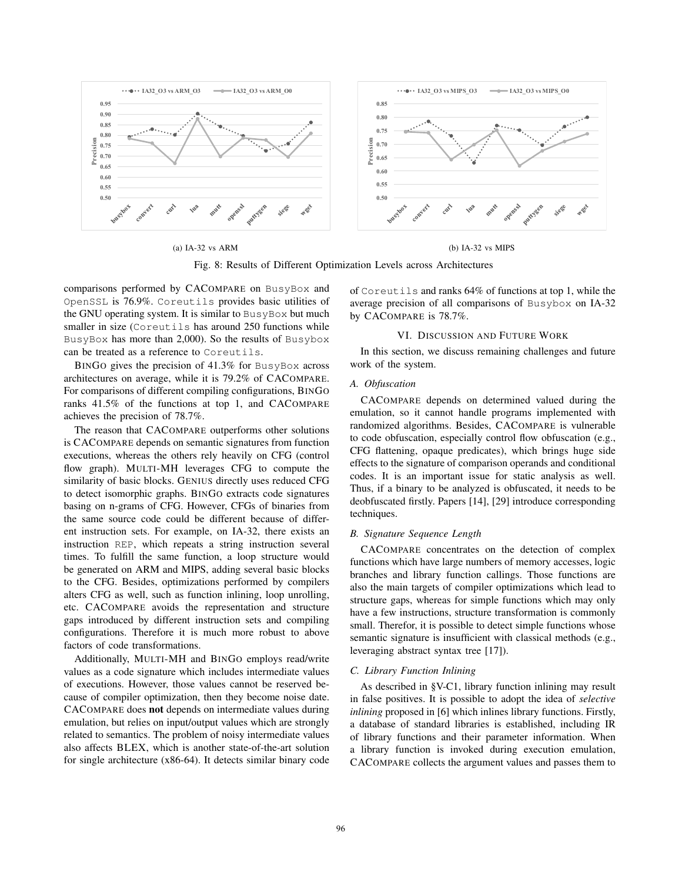(a) IA-32 vs ARM

(b) IA-32 vs MIPS

Fig. 8: Results of Different Optimization Levels across Architectures

comparisons performed by CACompare on BusyBox and OpenSSL is 76.9%. Coreutils provides basic utilities of the GNU operating system. It is similar to BusyBox but much smaller in size (Coreutils has around 250 functions while BusyBox has more than 2,000). So the results of Busybox can be treated as a reference to Coreutils.

BinGo gives the precision of 41.3% for BusyBox across architectures on average, while it is 79.2% of CACompare. For comparisons of different compiling configurations, BinGo ranks 41.5% of the functions at top 1, and CACompare achieves the precision of 78.7%.

The reason that CACompare outperforms other solutions is CACompare depends on semantic signatures from function executions, whereas the others rely heavily on CFG (control flow graph). Multi-MH leverages CFG to compute the similarity of basic blocks. Genius directly uses reduced CFG to detect isomorphic graphs. BinGo extracts code signatures basing on n-grams of CFG. However, CFGs of binaries from the same source code could be different because of different instruction sets. For example, on IA-32, there exists an instruction REP, which repeats a string instruction several times. To fulfill the same function, a loop structure would be generated on ARM and MIPS, adding several basic blocks to the CFG. Besides, optimizations performed by compilers alters CFG as well, such as function inlining, loop unrolling, etc. CACompare avoids the representation and structure gaps introduced by different instruction sets and compiling configurations. Therefore it is much more robust to above factors of code transformations.

Additionally, Multi-MH and BinGo employs read/write values as a code signature which includes intermediate values of executions. However, those values cannot be reserved because of compiler optimization, then they become noise date. CACompare does **not** depends on intermediate values during emulation, but relies on input/output values which are strongly related to semantics. The problem of noisy intermediate values also affects BLEX, which is another state-of-the-art solution for single architecture (x86-64). It detects similar binary code of Coreutils and ranks 64% of functions at top 1, while the average precision of all comparisons of Busybox on IA-32 by CACompare is 78.7%.

## VI. Discussion and Future Work

In this section, we discuss remaining challenges and future work of the system.

### A. Obfuscation

CACompare depends on determined valued during the emulation, so it cannot handle programs implemented with randomized algorithms. Besides, CACompare is vulnerable to code obfuscation, especially control flow obfuscation (e.g., CFG flattening, opaque predicates), which brings huge side effects to the signature of comparison operands and conditional codes. It is an important issue for static analysis as well. Thus, if a binary to be analyzed is obfuscated, it needs to be deobfuscated firstly. Papers [14], [29] introduce corresponding techniques.

### B. Signature Sequence Length

CACompare concentrates on the detection of complex functions which have large numbers of memory accesses, logic branches and library function callings. Those functions are also the main targets of compiler optimizations which lead to structure gaps, whereas for simple functions which may only have a few instructions, structure transformation is commonly small. Therefor, it is possible to detect simple functions whose semantic signature is insufficient with classical methods (e.g., leveraging abstract syntax tree [17]).

### C. Library Function Inlining

As described in §V-C1, library function inlining may result in false positives. It is possible to adopt the idea of *selective inlining* proposed in [6] which inlines library functions. Firstly, a database of standard libraries is established, including IR of library functions and their parameter information. When a library function is invoked during execution emulation, CACompare collects the argument values and passes them to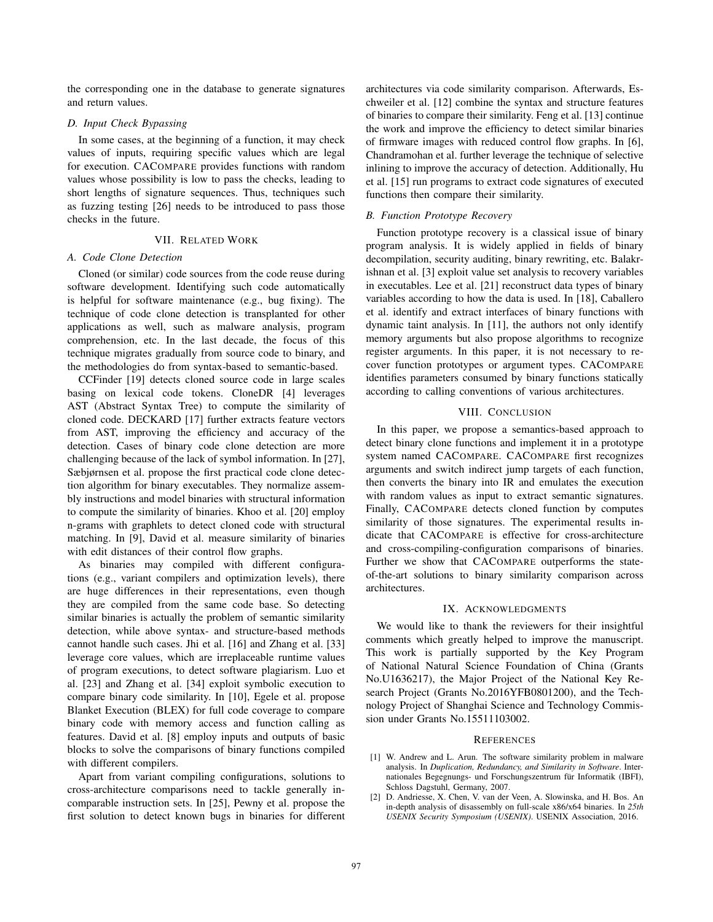the corresponding one in the database to generate signatures and return values.

### D. Input Check Bypassing

In some cases, at the beginning of a function, it may check values of inputs, requiring specific values which are legal for execution. CACOMPARE provides functions with random values whose possibility is low to pass the checks, leading to short lengths of signature sequences. Thus, techniques such as fuzzing testing [26] needs to be introduced to pass those checks in the future.

## VII. Related Work

### A. Code Clone Detection

Cloned (or similar) code sources from the code reuse during software development. Identifying such code automatically is helpful for software maintenance (e.g., bug fixing). The technique of code clone detection is transplanted for other applications as well, such as malware analysis, program comprehension, etc. In the last decade, the focus of this technique migrates gradually from source code to binary, and the methodologies do from syntax-based to semantic-based.

CCFinder [19] detects cloned source code in large scales basing on lexical code tokens. CloneDR [4] leverages AST (Abstract Syntax Tree) to compute the similarity of cloned code. DECKARD [17] further extracts feature vectors from AST, improving the efficiency and accuracy of the detection. Cases of binary code clone detection are more challenging because of the lack of symbol information. In [27], Sæbjørnsen et al. propose the first practical code clone detection algorithm for binary executables. They normalize assembly instructions and model binaries with structural information to compute the similarity of binaries. Khoo et al. [20] employ n-grams with graphlets to detect cloned code with structural matching. In [9], David et al. measure similarity of binaries with edit distances of their control flow graphs.

As binaries may compiled with different configurations (e.g., variant compilers and optimization levels), there are huge differences in their representations, even though they are compiled from the same code base. So detecting similar binaries is actually the problem of semantic similarity detection, while above syntax- and structure-based methods cannot handle such cases. Jhi et al. [16] and Zhang et al. [33] leverage core values, which are irreplaceable runtime values of program executions, to detect software plagiarism. Luo et al. [23] and Zhang et al. [34] exploit symbolic execution to compare binary code similarity. In [10], Egele et al. propose Blanket Execution (BLEX) for full code coverage to compare binary code with memory access and function calling as features. David et al. [8] employ inputs and outputs of basic blocks to solve the comparisons of binary functions compiled with different compilers.

Apart from variant compiling configurations, solutions to cross-architecture comparisons need to tackle generally incomparable instruction sets. In [25], Pewny et al. propose the first solution to detect known bugs in binaries for different architectures via code similarity comparison. Afterwards, Eschweiler et al. [12] combine the syntax and structure features of binaries to compare their similarity. Feng et al. [13] continue the work and improve the efficiency to detect similar binaries of firmware images with reduced control flow graphs. In [6], Chandramohan et al. further leverage the technique of selective inlining to improve the accuracy of detection. Additionally, Hu et al. [15] run programs to extract code signatures of executed functions then compare their similarity.

### B. Function Prototype Recovery

Function prototype recovery is a classical issue of binary program analysis. It is widely applied in fields of binary decompilation, security auditing, binary rewriting, etc. Balakrishnan et al. [3] exploit value set analysis to recovery variables in executables. Lee et al. [21] reconstruct data types of binary variables according to how the data is used. In [18], Caballero et al. identify and extract interfaces of binary functions with dynamic taint analysis. In [11], the authors not only identify memory arguments but also propose algorithms to recognize register arguments. In this paper, it is not necessary to recover function prototypes or argument types. CACOMPARE identifies parameters consumed by binary functions statically according to calling conventions of various architectures.

## VIII. Conclusion

In this paper, we propose a semantics-based approach to detect binary clone functions and implement it in a prototype system named CACOMPARE. CACOMPARE first recognizes arguments and switch indirect jump targets of each function, then converts the binary into IR and emulates the execution with random values as input to extract semantic signatures. Finally, CACOMPARE detects cloned function by computes similarity of those signatures. The experimental results indicate that CACOMPARE is effective for cross-architecture and cross-compiling-configuration comparisons of binaries. Further we show that CACOMPARE outperforms the state-of-the-art solutions to binary similarity comparison across architectures.

## IX. Acknowledgments

We would like to thank the reviewers for their insightful comments which greatly helped to improve the manuscript. This work is partially supported by the Key Program of National Natural Science Foundation of China (Grants No.U1636217), the Major Project of the National Key Research Project (Grants No.2016YFB0801200), and the Technology Project of Shanghai Science and Technology Commission under Grants No.15511103002.

## References

[1] W. Andrew and L. Arun. The software similarity problem in malware analysis. In *Duplication, Redundancy, and Similarity in Software*. Internationales Begegnungs- und Forschungszentrum für Informatik (IBFI), Schloss Dagstuhl, Germany, 2007.

[2] D. Andriesse, X. Chen, V. van der Veen, A. Slowinska, and H. Bos. An in-depth analysis of disassembly on full-scale x86/x64 binaries. In *25th USENIX Security Symposium (USENIX)*. USENIX Association, 2016.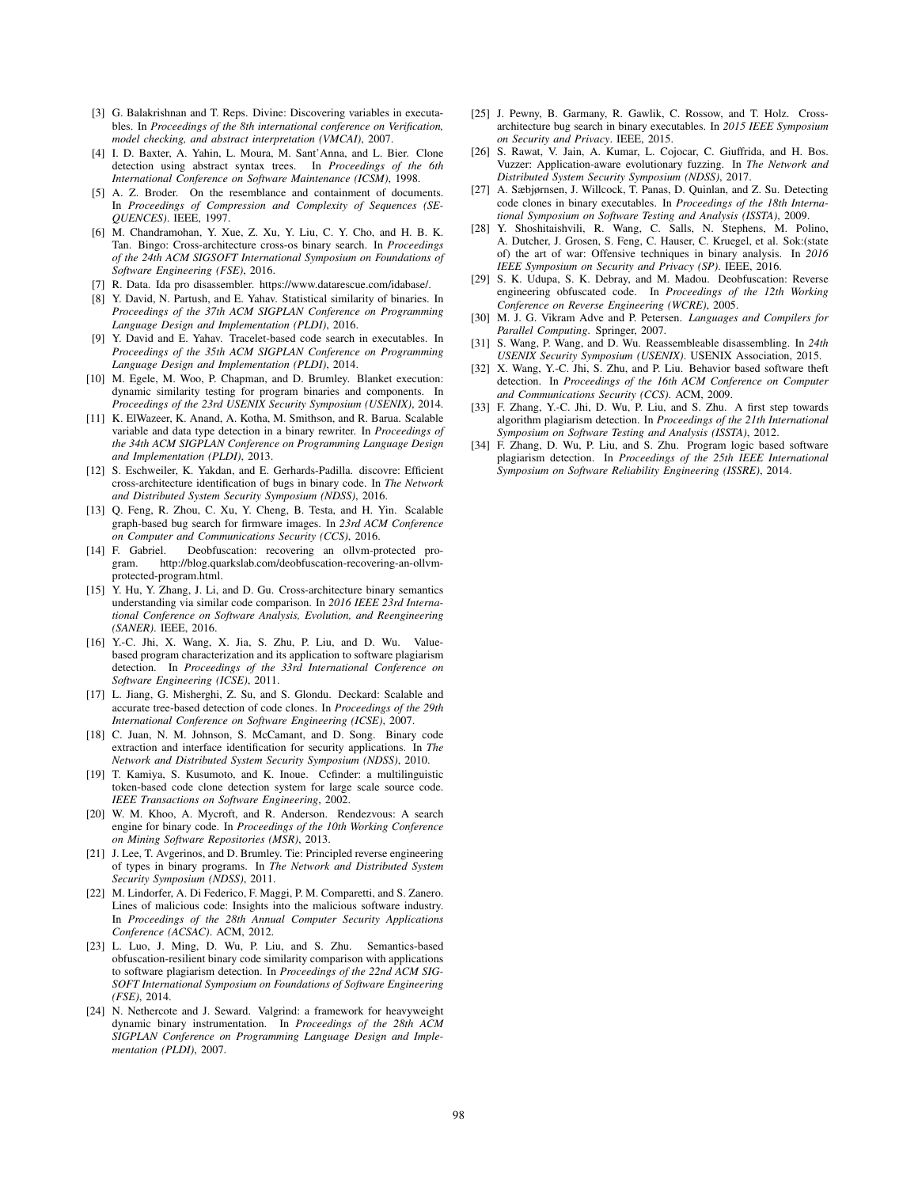[3] G. Balakrishnan and T. Reps. Divine: Discovering variables in executables. In *Proceedings of the 8th international conference on Verification, model checking, and abstract interpretation (VMCAI)*, 2007.

[4] I. D. Baxter, A. Yahin, L. Moura, M. Sant'Anna, and L. Bier. Clone detection using abstract syntax trees. In *Proceedings of the 6th International Conference on Software Maintenance (ICSM)*, 1998.

[5] A. Z. Broder. On the resemblance and containment of documents. In *Proceedings of Compression and Complexity of Sequences (SEQUENCES)*. IEEE, 1997.

[6] M. Chandramohan, Y. Xue, Z. Xu, Y. Liu, C. Y. Cho, and H. B. K. Tan. Bingo: Cross-architecture cross-os binary search. In *Proceedings of the 24th ACM SIGSOFT International Symposium on Foundations of Software Engineering (FSE)*, 2016.

[7] R. Data. Ida pro disassembler. https://www.datarescue.com/idabase/.

[8] Y. David, N. Partush, and E. Yahav. Statistical similarity of binaries. In *Proceedings of the 37th ACM SIGPLAN Conference on Programming Language Design and Implementation (PLDI)*, 2016.

[9] Y. David and E. Yahav. Tracelet-based code search in executables. In *Proceedings of the 35th ACM SIGPLAN Conference on Programming Language Design and Implementation (PLDI)*, 2014.

[10] M. Egele, M. Woo, P. Chapman, and D. Brumley. Blanket execution: dynamic similarity testing for program binaries and components. In *Proceedings of the 23rd USENIX Security Symposium (USENIX)*, 2014.

[11] K. ElWazeer, K. Anand, A. Kotha, M. Smithson, and R. Barua. Scalable variable and data type detection in a binary rewriter. In *Proceedings of the 34th ACM SIGPLAN Conference on Programming Language Design and Implementation (PLDI)*, 2013.

[12] S. Eschweiler, K. Yakdan, and E. Gerhards-Padilla. discovre: Efficient cross-architecture identification of bugs in binary code. In *The Network and Distributed System Security Symposium (NDSS)*, 2016.

[13] Q. Feng, R. Zhou, C. Xu, Y. Cheng, B. Testa, and H. Yin. Scalable graph-based bug search for firmware images. In *23rd ACM Conference on Computer and Communications Security (CCS)*, 2016.

[14] F. Gabriel. Deobfuscation: recovering an ollvm-protected program. http://blog.quarkslab.com/deobfuscation-recovering-an-ollvm-protected-program.html.

[15] Y. Hu, Y. Zhang, J. Li, and D. Gu. Cross-architecture binary semantics understanding via similar code comparison. In *2016 IEEE 23rd International Conference on Software Analysis, Evolution, and Reengineering (SANER)*. IEEE, 2016.

[16] Y.-C. Jhi, X. Wang, X. Jia, S. Zhu, P. Liu, and D. Wu. Value-based program characterization and its application to software plagiarism detection. In *Proceedings of the 33rd International Conference on Software Engineering (ICSE)*, 2011.

[17] L. Jiang, G. Misherghi, Z. Su, and S. Glondu. Deckard: Scalable and accurate tree-based detection of code clones. In *Proceedings of the 29th International Conference on Software Engineering (ICSE)*, 2007.

[18] C. Juan, N. M. Johnson, S. McCamant, and D. Song. Binary code extraction and interface identification for security applications. In *The Network and Distributed System Security Symposium (NDSS)*, 2010.

[19] T. Kamiya, S. Kusumoto, and K. Inoue. Ccfinder: a multilinguistic token-based code clone detection system for large scale source code. *IEEE Transactions on Software Engineering*, 2002.

[20] W. M. Khoo, A. Mycroft, and R. Anderson. Rendezvous: A search engine for binary code. In *Proceedings of the 10th Working Conference on Mining Software Repositories (MSR)*, 2013.

[21] J. Lee, T. Avgerinos, and D. Brumley. Tie: Principled reverse engineering of types in binary programs. In *The Network and Distributed System Security Symposium (NDSS)*, 2011.

[22] M. Lindorfer, A. Di Federico, F. Maggi, P. M. Comparetti, and S. Zanero. Lines of malicious code: Insights into the malicious software industry. In *Proceedings of the 28th Annual Computer Security Applications Conference (ACSAC)*. ACM, 2012.

[23] L. Luo, J. Ming, D. Wu, P. Liu, and S. Zhu. Semantics-based obfuscation-resilient binary code similarity comparison with applications to software plagiarism detection. In *Proceedings of the 22nd ACM SIGSOFT International Symposium on Foundations of Software Engineering (FSE)*, 2014.

[24] N. Nethercote and J. Seward. Valgrind: a framework for heavyweight dynamic binary instrumentation. In *Proceedings of the 28th ACM SIGPLAN Conference on Programming Language Design and Implementation (PLDI)*, 2007.

[25] J. Pewny, B. Garmany, R. Gawlik, C. Rossow, and T. Holz. Cross-architecture bug search in binary executables. In *2015 IEEE Symposium on Security and Privacy*. IEEE, 2015.

[26] S. Rawat, V. Jain, A. Kumar, L. Cojocar, C. Giuffrida, and H. Bos. Vuzzer: Application-aware evolutionary fuzzing. In *The Network and Distributed System Security Symposium (NDSS)*, 2017.

[27] A. Sæbjørnsen, J. Willcock, T. Panas, D. Quinlan, and Z. Su. Detecting code clones in binary executables. In *Proceedings of the 18th International Symposium on Software Testing and Analysis (ISSTA)*, 2009.

[28] Y. Shoshitaishvili, R. Wang, C. Salls, N. Stephens, M. Polino, A. Dutcher, J. Grosen, S. Feng, C. Hauser, C. Kruegel, et al. Sok:(state of) the art of war: Offensive techniques in binary analysis. In *2016 IEEE Symposium on Security and Privacy (SP)*. IEEE, 2016.

[29] S. K. Udupa, S. K. Debray, and M. Madou. Deobfuscation: Reverse engineering obfuscated code. In *Proceedings of the 12th Working Conference on Reverse Engineering (WCRE)*, 2005.

[30] M. J. G. Vikram Adve and P. Petersen. *Languages and Compilers for Parallel Computing*. Springer, 2007.

[31] S. Wang, P. Wang, and D. Wu. Reassembleable disassembling. In *24th USENIX Security Symposium (USENIX)*. USENIX Association, 2015.

[32] X. Wang, Y.-C. Jhi, S. Zhu, and P. Liu. Behavior based software theft detection. In *Proceedings of the 16th ACM Conference on Computer and Communications Security (CCS)*. ACM, 2009.

[33] F. Zhang, Y.-C. Jhi, D. Wu, P. Liu, and S. Zhu. A first step towards algorithm plagiarism detection. In *Proceedings of the 21th International Symposium on Software Testing and Analysis (ISSTA)*, 2012.

[34] F. Zhang, D. Wu, P. Liu, and S. Zhu. Program logic based software plagiarism detection. In *Proceedings of the 25th IEEE International Symposium on Software Reliability Engineering (ISSRE)*, 2014.